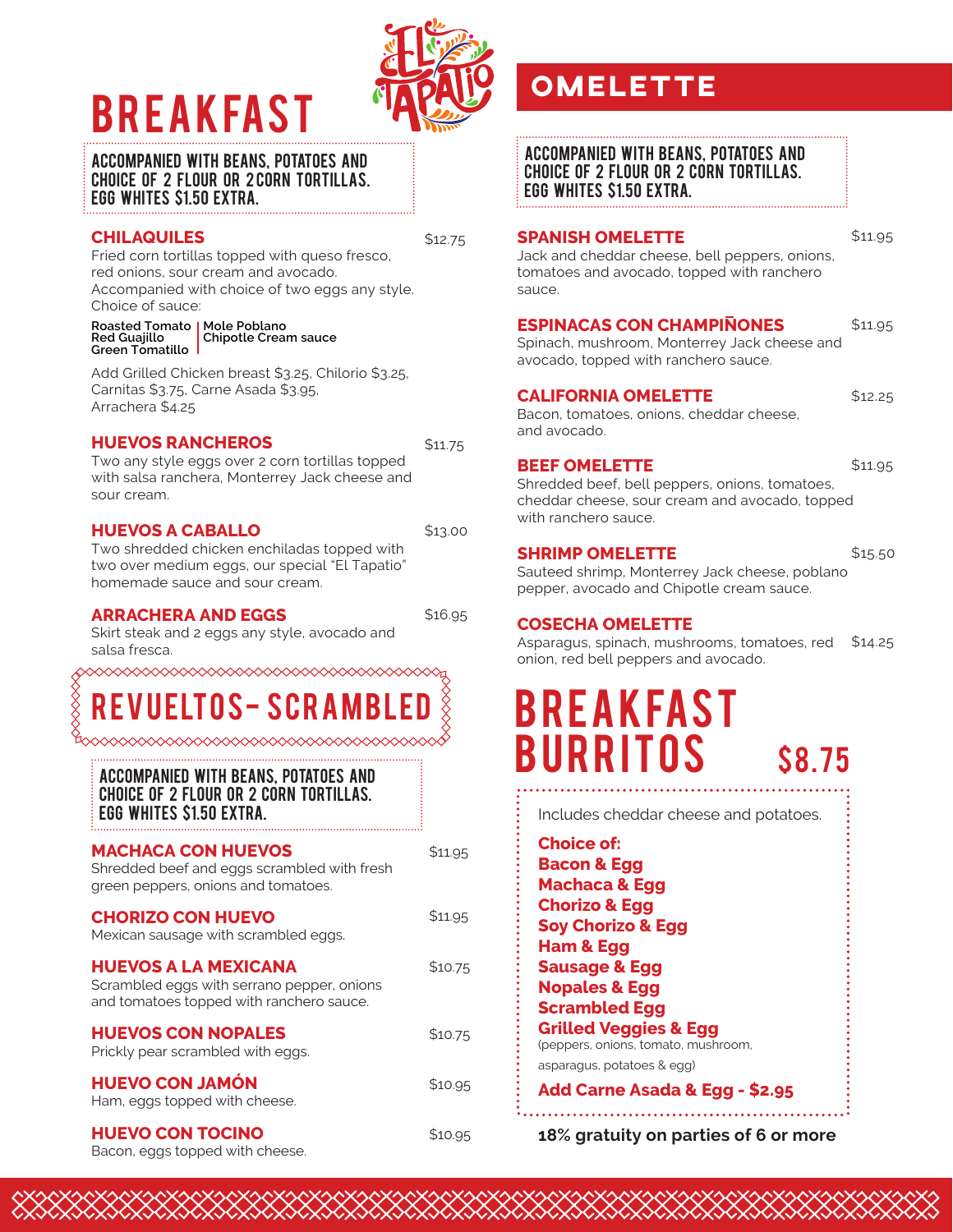# BREAKFAST

EL TAPATIO

**ACCOMPANIED WITH BEANS, POTATOES AND CHOICE OF 2 FLOUR OR 2 CORN TORTILLAS. EGG WHITES $1.50 EXTRA.**

### CHILAQUILES — $12.75

Fried corn tortillas topped with queso fresco, red onions, sour cream and avocado. Accompanied with choice of two eggs any style. Choice of sauce:

| | |
|---|---|
| **Roasted Tomato** | **Mole Poblano** |
| **Red Guajillo** | **Chipotle Cream sauce** |
| **Green Tomatillo** | |

Add Grilled Chicken breast $3.25, Chilorio $3.25, Carnitas $3.75, Carne Asada $3.95, Arrachera $4.25

### HUEVOS RANCHEROS — $11.75

Two any style eggs over 2 corn tortillas topped with salsa ranchera, Monterrey Jack cheese and sour cream.

### HUEVOS A CABALLO — $13.00

Two shredded chicken enchiladas topped with two over medium eggs, our special "El Tapatio" homemade sauce and sour cream.

### ARRACHERA AND EGGS — $16.95

Skirt steak and 2 eggs any style, avocado and salsa fresca.

# REVUELTOS- SCRAMBLED

**ACCOMPANIED WITH BEANS, POTATOES AND CHOICE OF 2 FLOUR OR 2 CORN TORTILLAS. EGG WHITES $1.50 EXTRA.**

### MACHACA CON HUEVOS — $11.95

Shredded beef and eggs scrambled with fresh green peppers, onions and tomatoes.

### CHORIZO CON HUEVO — $11.95

Mexican sausage with scrambled eggs.

### HUEVOS A LA MEXICANA — $10.75

Scrambled eggs with serrano pepper, onions and tomatoes topped with ranchero sauce.

### HUEVOS CON NOPALES — $10.75

Prickly pear scrambled with eggs.

### HUEVO CON JAMÓN — $10.95

Ham, eggs topped with cheese.

### HUEVO CON TOCINO — $10.95

Bacon, eggs topped with cheese.

# OMELETTE

**ACCOMPANIED WITH BEANS, POTATOES AND CHOICE OF 2 FLOUR OR 2 CORN TORTILLAS. EGG WHITES $1.50 EXTRA.**

### SPANISH OMELETTE — $11.95

Jack and cheddar cheese, bell peppers, onions, tomatoes and avocado, topped with ranchero sauce.

### ESPINACAS CON CHAMPIÑONES — $11.95

Spinach, mushroom, Monterrey Jack cheese and avocado, topped with ranchero sauce.

### CALIFORNIA OMELETTE — $12.25

Bacon, tomatoes, onions, cheddar cheese, and avocado.

### BEEF OMELETTE — $11.95

Shredded beef, bell peppers, onions, tomatoes, cheddar cheese, sour cream and avocado, topped with ranchero sauce.

### SHRIMP OMELETTE — $15.50

Sauteed shrimp, Monterrey Jack cheese, poblano pepper, avocado and Chipotle cream sauce.

### COSECHA OMELETTE — $14.25

Asparagus, spinach, mushrooms, tomatoes, red onion, red bell peppers and avocado.

# BREAKFAST BURRITOS $8.75

Includes cheddar cheese and potatoes.

**Choice of:**

- **Bacon & Egg**
- **Machaca & Egg**
- **Chorizo & Egg**
- **Soy Chorizo & Egg**
- **Ham & Egg**
- **Sausage & Egg**
- **Nopales & Egg**
- **Scrambled Egg**
- **Grilled Veggies & Egg** (peppers, onions, tomato, mushroom, asparagus, potatoes & egg)

**Add Carne Asada & Egg - $2.95**

**18% gratuity on parties of 6 or more**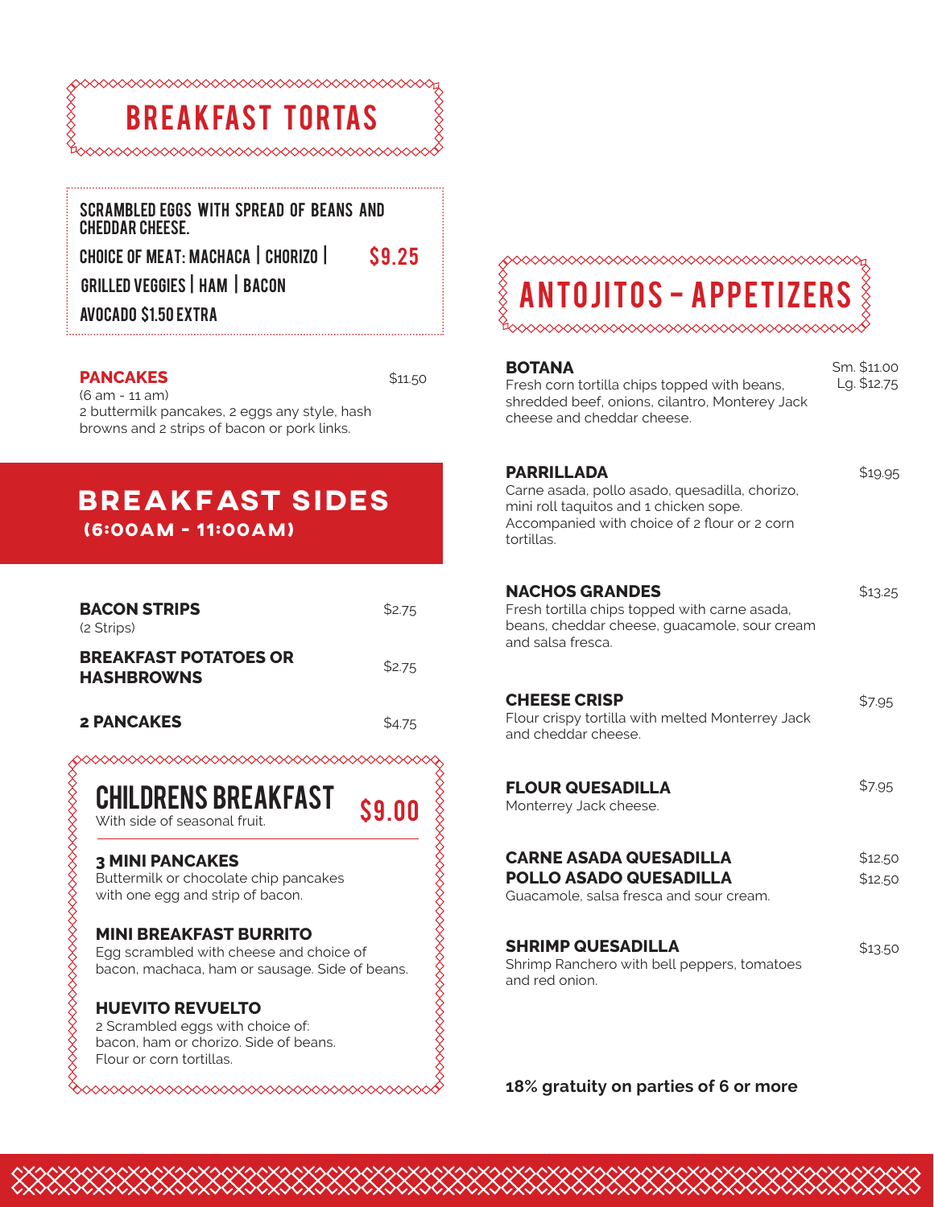# BREAKFAST TORTAS

SCRAMBLED EGGS WITH SPREAD OF BEANS AND CHEDDAR CHEESE.

CHOICE OF MEAT: MACHACA | CHORIZO | GRILLED VEGGIES | HAM | BACON **$9.25**

AVOCADO $1.50 EXTRA

**PANCAKES** $11.50
(6 am - 11 am)
2 buttermilk pancakes, 2 eggs any style, hash browns and 2 strips of bacon or pork links.

## BREAKFAST SIDES
**(6:00AM - 11:00AM)**

**BACON STRIPS** $2.75
(2 Strips)

**BREAKFAST POTATOES OR HASHBROWNS** $2.75

**2 PANCAKES** $4.75

## CHILDRENS BREAKFAST **$9.00**

With side of seasonal fruit.

**3 MINI PANCAKES**
Buttermilk or chocolate chip pancakes with one egg and strip of bacon.

**MINI BREAKFAST BURRITO**
Egg scrambled with cheese and choice of bacon, machaca, ham or sausage. Side of beans.

**HUEVITO REVUELTO**
2 Scrambled eggs with choice of: bacon, ham or chorizo. Side of beans. Flour or corn tortillas.

# ANTOJITOS - APPETIZERS

**BOTANA** Sm. $11.00 Lg. $12.75
Fresh corn tortilla chips topped with beans, shredded beef, onions, cilantro, Monterey Jack cheese and cheddar cheese.

**PARRILLADA** $19.95
Carne asada, pollo asado, quesadilla, chorizo, mini roll taquitos and 1 chicken sope. Accompanied with choice of 2 flour or 2 corn tortillas.

**NACHOS GRANDES** $13.25
Fresh tortilla chips topped with carne asada, beans, cheddar cheese, guacamole, sour cream and salsa fresca.

**CHEESE CRISP** $7.95
Flour crispy tortilla with melted Monterrey Jack and cheddar cheese.

**FLOUR QUESADILLA** $7.95
Monterrey Jack cheese.

**CARNE ASADA QUESADILLA** $12.50
**POLLO ASADO QUESADILLA** $12.50
Guacamole, salsa fresca and sour cream.

**SHRIMP QUESADILLA** $13.50
Shrimp Ranchero with bell peppers, tomatoes and red onion.

**18% gratuity on parties of 6 or more**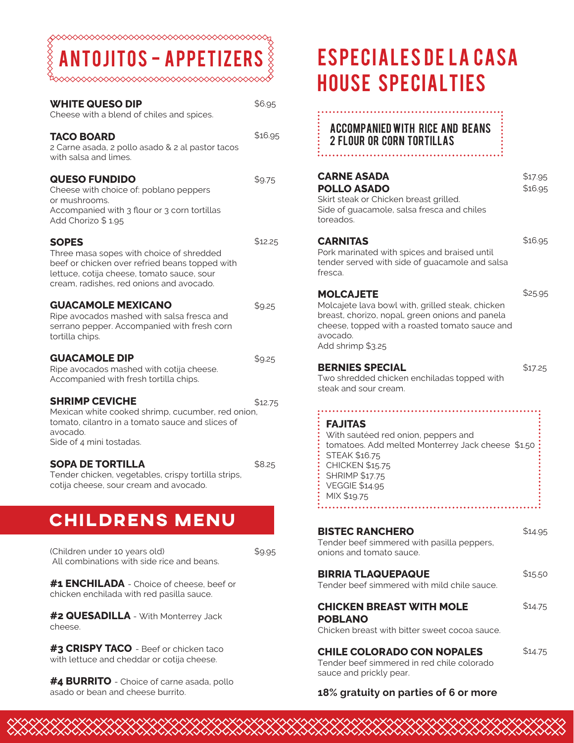# ANTOJITOS - APPETIZERS

**WHITE QUESO DIP** $6.95
Cheese with a blend of chiles and spices.

**TACO BOARD** $16.95
2 Carne asada, 2 pollo asado & 2 al pastor tacos with salsa and limes.

**QUESO FUNDIDO** $9.75
Cheese with choice of: poblano peppers or mushrooms.
Accompanied with 3 flour or 3 corn tortillas
Add Chorizo $ 1.95

**SOPES** $12.25
Three masa sopes with choice of shredded beef or chicken over refried beans topped with lettuce, cotija cheese, tomato sauce, sour cream, radishes, red onions and avocado.

**GUACAMOLE MEXICANO** $9.25
Ripe avocados mashed with salsa fresca and serrano pepper. Accompanied with fresh corn tortilla chips.

**GUACAMOLE DIP** $9.25
Ripe avocados mashed with cotija cheese. Accompanied with fresh tortilla chips.

**SHRIMP CEVICHE** $12.75
Mexican white cooked shrimp, cucumber, red onion, tomato, cilantro in a tomato sauce and slices of avocado.
Side of 4 mini tostadas.

**SOPA DE TORTILLA** $8.25
Tender chicken, vegetables, crispy tortilla strips, cotija cheese, sour cream and avocado.

# CHILDRENS MENU

(Children under 10 years old) $9.95
All combinations with side rice and beans.

**#1 ENCHILADA** - Choice of cheese, beef or chicken enchilada with red pasilla sauce.

**#2 QUESADILLA** - With Monterrey Jack cheese.

**#3 CRISPY TACO** - Beef or chicken taco with lettuce and cheddar or cotija cheese.

**#4 BURRITO** - Choice of carne asada, pollo asado or bean and cheese burrito.

# ESPECIALES DE LA CASA
# HOUSE SPECIALTIES

ACCOMPANIED WITH RICE AND BEANS
2 FLOUR OR CORN TORTILLAS

**CARNE ASADA** $17.95
**POLLO ASADO** $16.95
Skirt steak or Chicken breast grilled.
Side of guacamole, salsa fresca and chiles toreados.

**CARNITAS** $16.95
Pork marinated with spices and braised until tender served with side of guacamole and salsa fresca.

**MOLCAJETE** $25.95
Molcajete lava bowl with, grilled steak, chicken breast, chorizo, nopal, green onions and panela cheese, topped with a roasted tomato sauce and avocado.
Add shrimp $3.25

**BERNIES SPECIAL** $17.25
Two shredded chicken enchiladas topped with steak and sour cream.

**FAJITAS**
With sautéed red onion, peppers and tomatoes. Add melted Monterey Jack cheese $1.50
STEAK $16.75
CHICKEN $15.75
SHRIMP $17.75
VEGGIE $14.95
MIX $19.75

**BISTEC RANCHERO** $14.95
Tender beef simmered with pasilla peppers, onions and tomato sauce.

**BIRRIA TLAQUEPAQUE** $15.50
Tender beef simmered with mild chile sauce.

**CHICKEN BREAST WITH MOLE POBLANO** $14.75
Chicken breast with bitter sweet cocoa sauce.

**CHILE COLORADO CON NOPALES** $14.75
Tender beef simmered in red chile colorado sauce and prickly pear.

**18% gratuity on parties of 6 or more**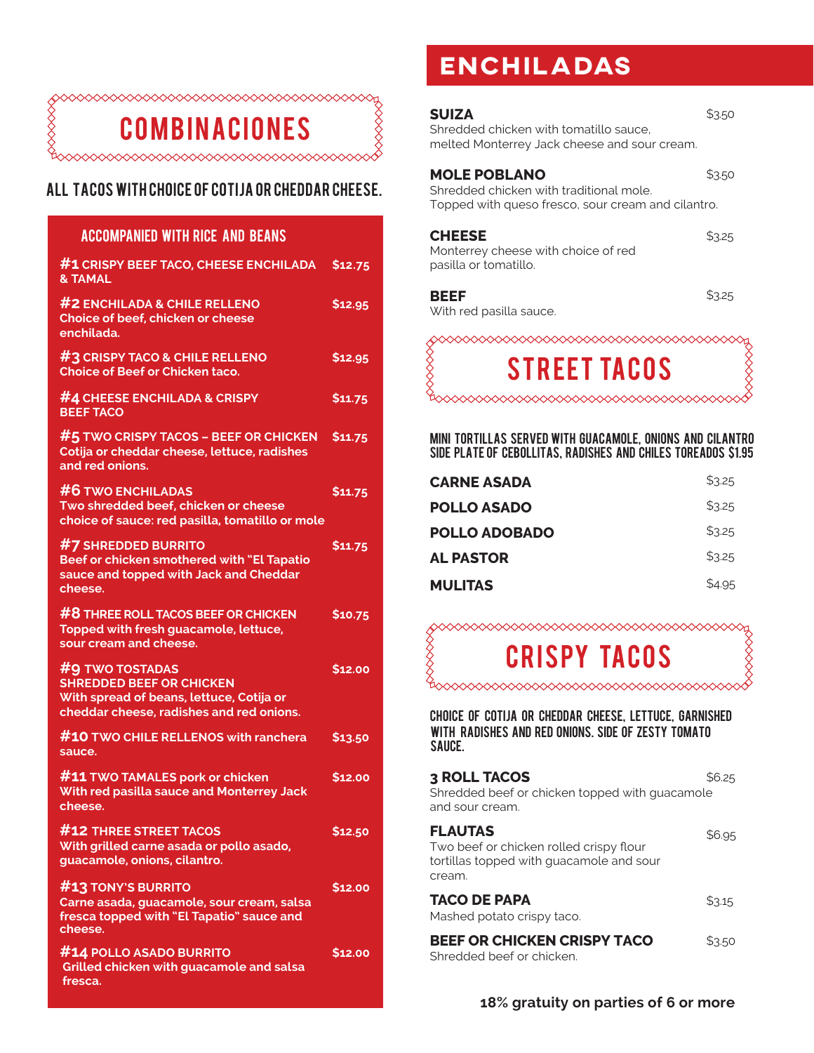# COMBINACIONES

## ALL TACOS WITH CHOICE OF COTIJA OR CHEDDAR CHEESE.

### ACCOMPANIED WITH RICE AND BEANS

**#1 CRISPY BEEF TACO, CHEESE ENCHILADA & TAMAL** — $12.75

**#2 ENCHILADA & CHILE RELLENO** — $12.95
Choice of beef, chicken or cheese enchilada.

**#3 CRISPY TACO & CHILE RELLENO** — $12.95
Choice of Beef or Chicken taco.

**#4 CHEESE ENCHILADA & CRISPY BEEF TACO** — $11.75

**#5 TWO CRISPY TACOS – BEEF OR CHICKEN** — $11.75
Cotija or cheddar cheese, lettuce, radishes and red onions.

**#6 TWO ENCHILADAS** — $11.75
Two shredded beef, chicken or cheese choice of sauce: red pasilla, tomatillo or mole

**#7 SHREDDED BURRITO** — $11.75
Beef or chicken smothered with "El Tapatio sauce and topped with Jack and Cheddar cheese.

**#8 THREE ROLL TACOS BEEF OR CHICKEN** — $10.75
Topped with fresh guacamole, lettuce, sour cream and cheese.

**#9 TWO TOSTADAS** — $12.00
SHREDDED BEEF OR CHICKEN
With spread of beans, lettuce, Cotija or cheddar cheese, radishes and red onions.

**#10 TWO CHILE RELLENOS with ranchera sauce.** — $13.50

**#11 TWO TAMALES pork or chicken** — $12.00
With red pasilla sauce and Monterrey Jack cheese.

**#12 THREE STREET TACOS** — $12.50
With grilled carne asada or pollo asado, guacamole, onions, cilantro.

**#13 TONY'S BURRITO** — $12.00
Carne asada, guacamole, sour cream, salsa fresca topped with "El Tapatio" sauce and cheese.

**#14 POLLO ASADO BURRITO** — $12.00
Grilled chicken with guacamole and salsa fresca.

# ENCHILADAS

**SUIZA** — $3.50
Shredded chicken with tomatillo sauce, melted Monterrey Jack cheese and sour cream.

**MOLE POBLANO** — $3.50
Shredded chicken with traditional mole. Topped with queso fresco, sour cream and cilantro.

**CHEESE** — $3.25
Monterrey cheese with choice of red pasilla or tomatillo.

**BEEF** — $3.25
With red pasilla sauce.

# STREET TACOS

MINI TORTILLAS SERVED WITH GUACAMOLE, ONIONS AND CILANTRO
SIDE PLATE OF CEBOLLITAS, RADISHES AND CHILES TOREADOS $1.95

| Item | Price |
|---|---|
| CARNE ASADA | $3.25 |
| POLLO ASADO | $3.25 |
| POLLO ADOBADO | $3.25 |
| AL PASTOR | $3.25 |
| MULITAS | $4.95 |

# CRISPY TACOS

CHOICE OF COTIJA OR CHEDDAR CHEESE, LETTUCE, GARNISHED WITH RADISHES AND RED ONIONS. SIDE OF ZESTY TOMATO SAUCE.

**3 ROLL TACOS** — $6.25
Shredded beef or chicken topped with guacamole and sour cream.

**FLAUTAS** — $6.95
Two beef or chicken rolled crispy flour tortillas topped with guacamole and sour cream.

**TACO DE PAPA** — $3.15
Mashed potato crispy taco.

**BEEF OR CHICKEN CRISPY TACO** — $3.50
Shredded beef or chicken.

**18% gratuity on parties of 6 or more**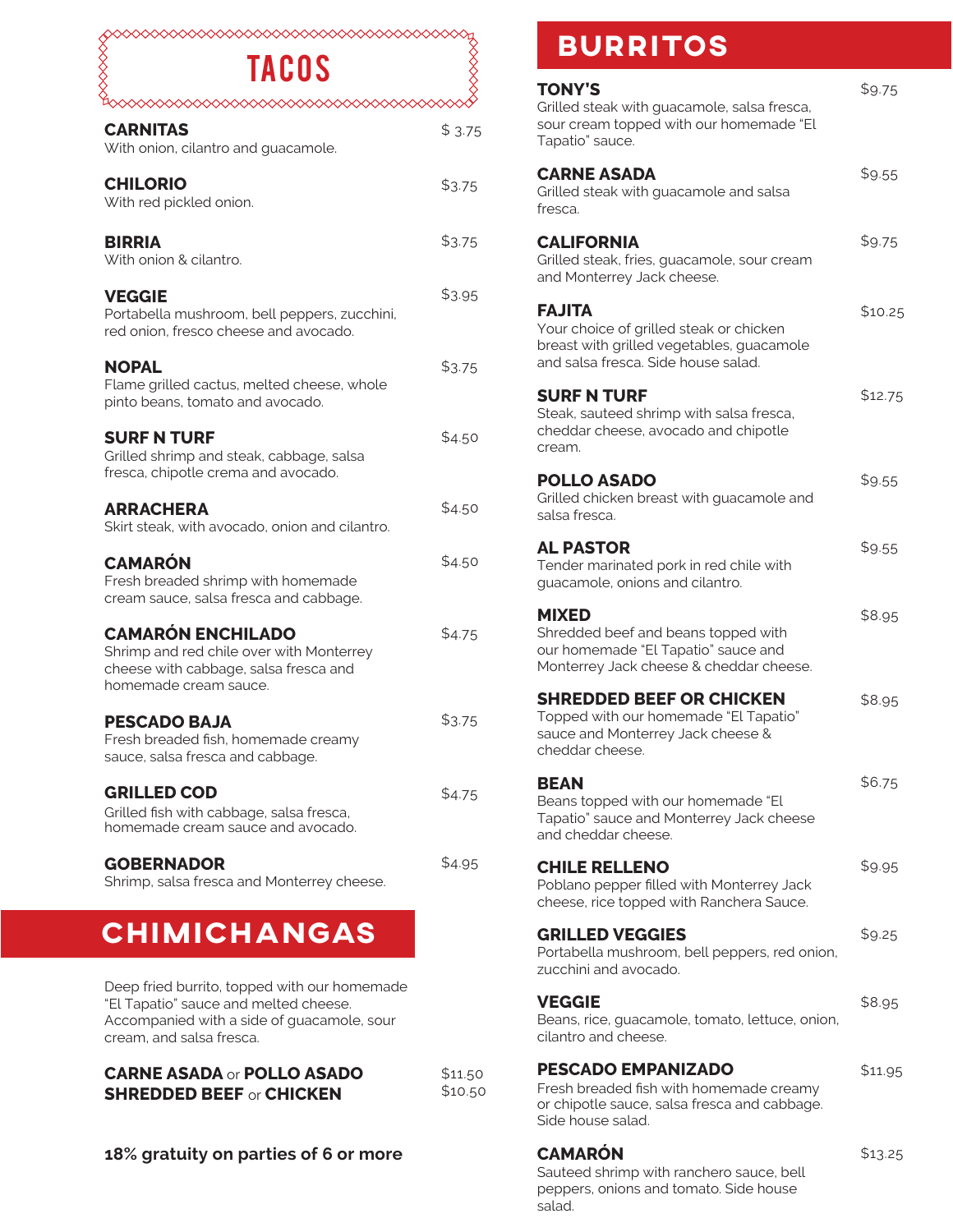# TACOS

**CARNITAS** $ 3.75
With onion, cilantro and guacamole.

**CHILORIO** $3.75
With red pickled onion.

**BIRRIA** $3.75
With onion & cilantro.

**VEGGIE** $3.95
Portabella mushroom, bell peppers, zucchini, red onion, fresco cheese and avocado.

**NOPAL** $3.75
Flame grilled cactus, melted cheese, whole pinto beans, tomato and avocado.

**SURF N TURF** $4.50
Grilled shrimp and steak, cabbage, salsa fresca, chipotle crema and avocado.

**ARRACHERA** $4.50
Skirt steak, with avocado, onion and cilantro.

**CAMARÓN** $4.50
Fresh breaded shrimp with homemade cream sauce, salsa fresca and cabbage.

**CAMARÓN ENCHILADO** $4.75
Shrimp and red chile over with Monterrey cheese with cabbage, salsa fresca and homemade cream sauce.

**PESCADO BAJA** $3.75
Fresh breaded fish, homemade creamy sauce, salsa fresca and cabbage.

**GRILLED COD** $4.75
Grilled fish with cabbage, salsa fresca, homemade cream sauce and avocado.

**GOBERNADOR** $4.95
Shrimp, salsa fresca and Monterrey cheese.

# CHIMICHANGAS

Deep fried burrito, topped with our homemade "El Tapatio" sauce and melted cheese. Accompanied with a side of guacamole, sour cream, and salsa fresca.

**CARNE ASADA** or **POLLO ASADO** $11.50
**SHREDDED BEEF** or **CHICKEN** $10.50

**18% gratuity on parties of 6 or more**

# BURRITOS

**TONY'S** $9.75
Grilled steak with guacamole, salsa fresca, sour cream topped with our homemade "El Tapatio" sauce.

**CARNE ASADA** $9.55
Grilled steak with guacamole and salsa fresca.

**CALIFORNIA** $9.75
Grilled steak, fries, guacamole, sour cream and Monterrey Jack cheese.

**FAJITA** $10.25
Your choice of grilled steak or chicken breast with grilled vegetables, guacamole and salsa fresca. Side house salad.

**SURF N TURF** $12.75
Steak, sauteed shrimp with salsa fresca, cheddar cheese, avocado and chipotle cream.

**POLLO ASADO** $9.55
Grilled chicken breast with guacamole and salsa fresca.

**AL PASTOR** $9.55
Tender marinated pork in red chile with guacamole, onions and cilantro.

**MIXED** $8.95
Shredded beef and beans topped with our homemade "El Tapatio" sauce and Monterrey Jack cheese & cheddar cheese.

**SHREDDED BEEF OR CHICKEN** $8.95
Topped with our homemade "El Tapatio" sauce and Monterrey Jack cheese & cheddar cheese.

**BEAN** $6.75
Beans topped with our homemade "El Tapatio" sauce and Monterrey Jack cheese and cheddar cheese.

**CHILE RELLENO** $9.95
Poblano pepper filled with Monterrey Jack cheese, rice topped with Ranchera Sauce.

**GRILLED VEGGIES** $9.25
Portabella mushroom, bell peppers, red onion, zucchini and avocado.

**VEGGIE** $8.95
Beans, rice, guacamole, tomato, lettuce, onion, cilantro and cheese.

**PESCADO EMPANIZADO** $11.95
Fresh breaded fish with homemade creamy or chipotle sauce, salsa fresca and cabbage. Side house salad.

**CAMARÓN** $13.25
Sauteed shrimp with ranchero sauce, bell peppers, onions and tomato. Side house salad.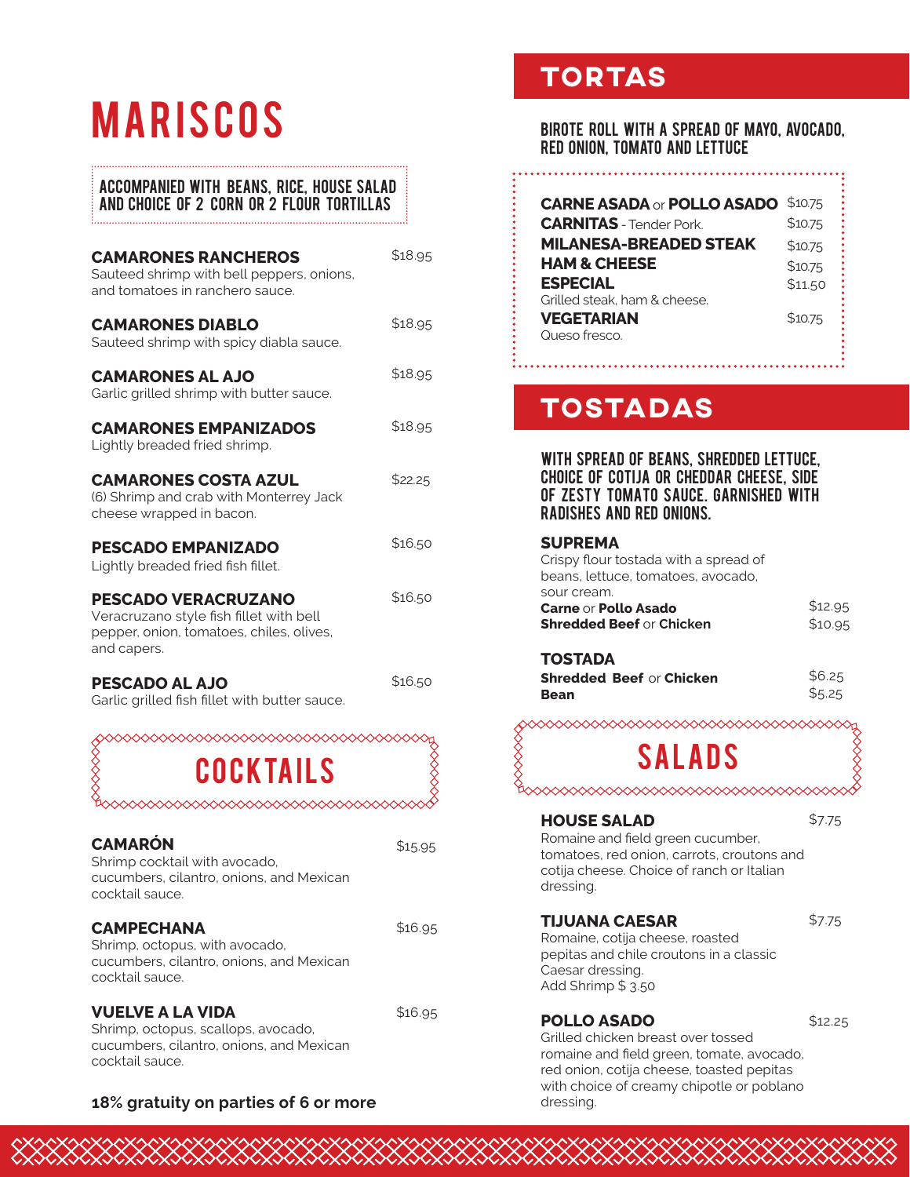# MARISCOS

ACCOMPANIED WITH BEANS, RICE, HOUSE SALAD AND CHOICE OF 2 CORN OR 2 FLOUR TORTILLAS

**CAMARONES RANCHEROS** $18.95
Sauteed shrimp with bell peppers, onions, and tomatoes in ranchero sauce.

**CAMARONES DIABLO** $18.95
Sauteed shrimp with spicy diabla sauce.

**CAMARONES AL AJO** $18.95
Garlic grilled shrimp with butter sauce.

**CAMARONES EMPANIZADOS** $18.95
Lightly breaded fried shrimp.

**CAMARONES COSTA AZUL** $22.25
(6) Shrimp and crab with Monterrey Jack cheese wrapped in bacon.

**PESCADO EMPANIZADO** $16.50
Lightly breaded fried fish fillet.

**PESCADO VERACRUZANO** $16.50
Veracruzano style fish fillet with bell pepper, onion, tomatoes, chiles, olives, and capers.

**PESCADO AL AJO** $16.50
Garlic grilled fish fillet with butter sauce.

## COCKTAILS

**CAMARÓN** $15.95
Shrimp cocktail with avocado, cucumbers, cilantro, onions, and Mexican cocktail sauce.

**CAMPECHANA** $16.95
Shrimp, octopus, with avocado, cucumbers, cilantro, onions, and Mexican cocktail sauce.

**VUELVE A LA VIDA** $16.95
Shrimp, octopus, scallops, avocado, cucumbers, cilantro, onions, and Mexican cocktail sauce.

**18% gratuity on parties of 6 or more**

# TORTAS

BIROTE ROLL WITH A SPREAD OF MAYO, AVOCADO, RED ONION, TOMATO AND LETTUCE

**CARNE ASADA** or **POLLO ASADO** $10.75
**CARNITAS** - Tender Pork. $10.75
**MILANESA-BREADED STEAK** $10.75
**HAM & CHEESE** $10.75
**ESPECIAL** $11.50
Grilled steak, ham & cheese.
**VEGETARIAN** $10.75
Queso fresco.

# TOSTADAS

WITH SPREAD OF BEANS, SHREDDED LETTUCE, CHOICE OF COTIJA OR CHEDDAR CHEESE, SIDE OF ZESTY TOMATO SAUCE. GARNISHED WITH RADISHES AND RED ONIONS.

**SUPREMA**
Crispy flour tostada with a spread of beans, lettuce, tomatoes, avocado, sour cream.
**Carne** or **Pollo Asado** $12.95
**Shredded Beef** or **Chicken** $10.95

**TOSTADA**
**Shredded Beef** or **Chicken** $6.25
**Bean** $5.25

## SALADS

**HOUSE SALAD** $7.75
Romaine and field green cucumber, tomatoes, red onion, carrots, croutons and cotija cheese. Choice of ranch or Italian dressing.

**TIJUANA CAESAR** $7.75
Romaine, cotija cheese, roasted pepitas and chile croutons in a classic Caesar dressing.
Add Shrimp $ 3.50

**POLLO ASADO** $12.25
Grilled chicken breast over tossed romaine and field green, tomate, avocado, red onion, cotija cheese, toasted pepitas with choice of creamy chipotle or poblano dressing.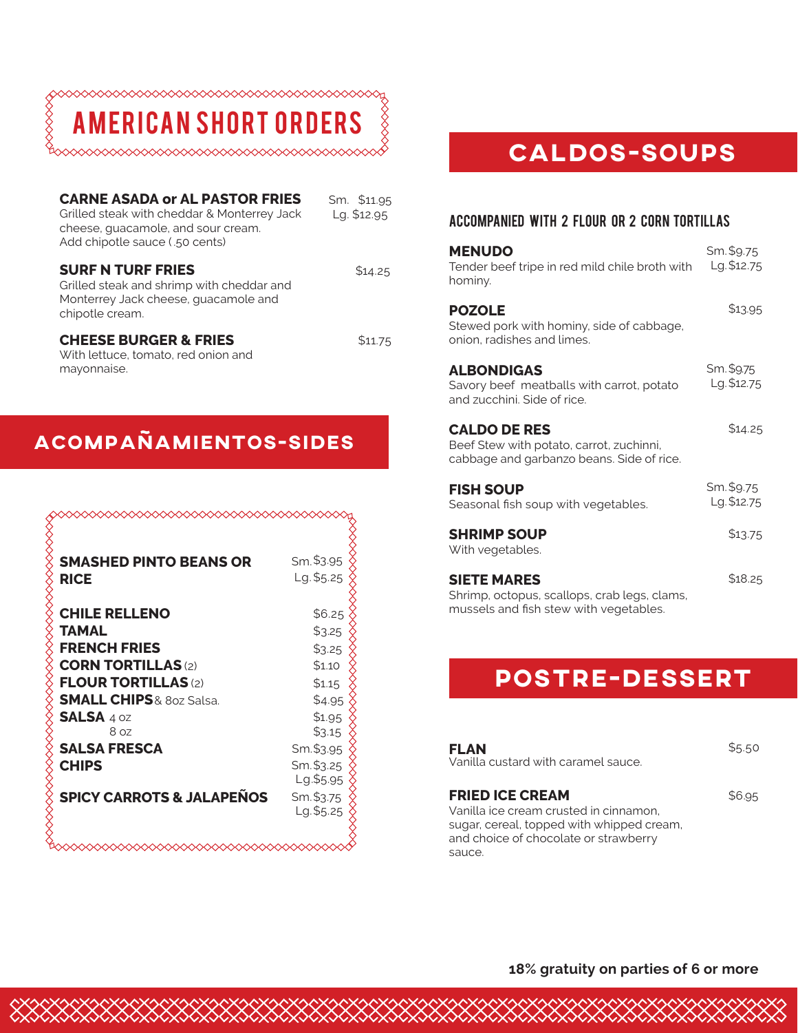## AMERICAN SHORT ORDERS

**CARNE ASADA or AL PASTOR FRIES** — Sm. $11.95 / Lg. $12.95
Grilled steak with cheddar & Monterrey Jack cheese, guacamole, and sour cream.
Add chipotle sauce (.50 cents)

**SURF N TURF FRIES** — $14.25
Grilled steak and shrimp with cheddar and Monterrey Jack cheese, guacamole and chipotle cream.

**CHEESE BURGER & FRIES** — $11.75
With lettuce, tomato, red onion and mayonnaise.

## ACOMPAÑAMIENTOS-SIDES

| Item | Price |
|---|---|
| **SMASHED PINTO BEANS OR RICE** | Sm. $3.95 / Lg. $5.25 |
| **CHILE RELLENO** | $6.25 |
| **TAMAL** | $3.25 |
| **FRENCH FRIES** | $3.25 |
| **CORN TORTILLAS** (2) | $1.10 |
| **FLOUR TORTILLAS** (2) | $1.15 |
| **SMALL CHIPS** & 8oz Salsa. | $4.95 |
| **SALSA** 4 oz | $1.95 |
| 8 oz | $3.15 |
| **SALSA FRESCA** | Sm. $3.95 |
| **CHIPS** | Sm. $3.25 / Lg. $5.95 |
| **SPICY CARROTS & JALAPEÑOS** | Sm. $3.75 / Lg. $5.25 |

## CALDOS-SOUPS

### ACCOMPANIED WITH 2 FLOUR OR 2 CORN TORTILLAS

**MENUDO** — Sm. $9.75 / Lg. $12.75
Tender beef tripe in red mild chile broth with hominy.

**POZOLE** — $13.95
Stewed pork with hominy, side of cabbage, onion, radishes and limes.

**ALBONDIGAS** — Sm. $9.75 / Lg. $12.75
Savory beef meatballs with carrot, potato and zucchini. Side of rice.

**CALDO DE RES** — $14.25
Beef Stew with potato, carrot, zuchinni, cabbage and garbanzo beans. Side of rice.

**FISH SOUP** — Sm. $9.75 / Lg. $12.75
Seasonal fish soup with vegetables.

**SHRIMP SOUP** — $13.75
With vegetables.

**SIETE MARES** — $18.25
Shrimp, octopus, scallops, crab legs, clams, mussels and fish stew with vegetables.

## POSTRE-DESSERT

**FLAN** — $5.50
Vanilla custard with caramel sauce.

**FRIED ICE CREAM** — $6.95
Vanilla ice cream crusted in cinnamon, sugar, cereal, topped with whipped cream, and choice of chocolate or strawberry sauce.

**18% gratuity on parties of 6 or more**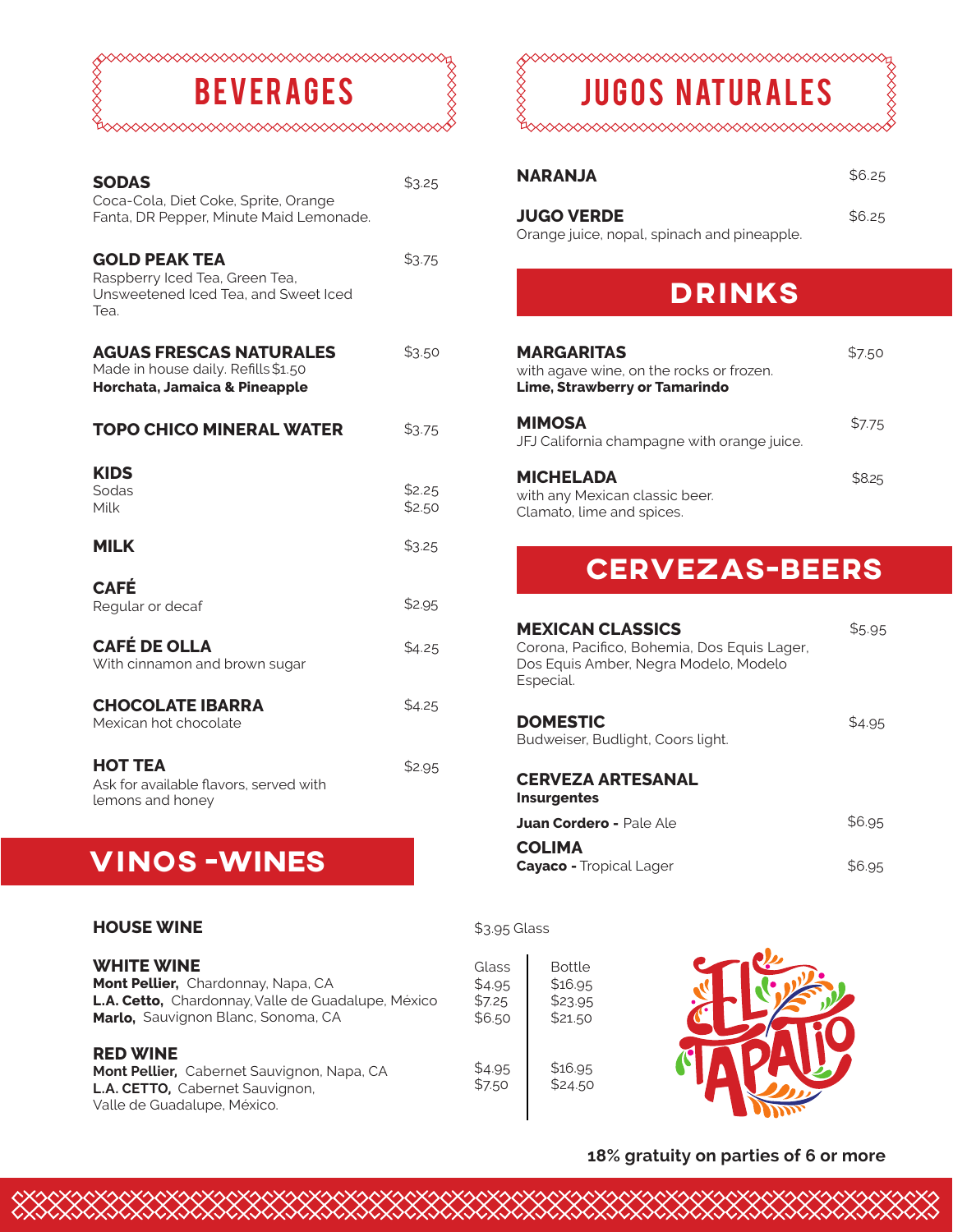## BEVERAGES

**SODAS** — $3.25
Coca-Cola, Diet Coke, Sprite, Orange Fanta, DR Pepper, Minute Maid Lemonade.

**GOLD PEAK TEA** — $3.75
Raspberry Iced Tea, Green Tea, Unsweetened Iced Tea, and Sweet Iced Tea.

**AGUAS FRESCAS NATURALES** — $3.50
Made in house daily. Refills $1.50
**Horchata, Jamaica & Pineapple**

**TOPO CHICO MINERAL WATER** — $3.75

**KIDS**
Sodas — $2.25
Milk — $2.50

**MILK** — $3.25

**CAFÉ** — $2.95
Regular or decaf

**CAFÉ DE OLLA** — $4.25
With cinnamon and brown sugar

**CHOCOLATE IBARRA** — $4.25
Mexican hot chocolate

**HOT TEA** — $2.95
Ask for available flavors, served with lemons and honey

## JUGOS NATURALES

**NARANJA** — $6.25

**JUGO VERDE** — $6.25
Orange juice, nopal, spinach and pineapple.

## DRINKS

**MARGARITAS** — $7.50
with agave wine, on the rocks or frozen.
**Lime, Strawberry or Tamarindo**

**MIMOSA** — $7.75
JFJ California champagne with orange juice.

**MICHELADA** — $8.25
with any Mexican classic beer.
Clamato, lime and spices.

## CERVEZAS-BEERS

**MEXICAN CLASSICS** — $5.95
Corona, Pacifico, Bohemia, Dos Equis Lager, Dos Equis Amber, Negra Modelo, Modelo Especial.

**DOMESTIC** — $4.95
Budweiser, Budlight, Coors light.

**CERVEZA ARTESANAL**
**Insurgentes**
**Juan Cordero -** Pale Ale — $6.95
**COLIMA**
**Cayaco -** Tropical Lager — $6.95

## VINOS -WINES

**HOUSE WINE** — $3.95 Glass

**WHITE WINE**

| | Glass | Bottle |
|---|---|---|
| **Mont Pellier,** Chardonnay, Napa, CA | $4.95 | $16.95 |
| **L.A. Cetto,** Chardonnay, Valle de Guadalupe, México | $7.25 | $23.95 |
| **Marlo,** Sauvignon Blanc, Sonoma, CA | $6.50 | $21.50 |

**RED WINE**

| | Glass | Bottle |
|---|---|---|
| **Mont Pellier,** Cabernet Sauvignon, Napa, CA | $4.95 | $16.95 |
| **L.A. CETTO,** Cabernet Sauvignon, Valle de Guadalupe, México | $7.50 | $24.50 |

EL TAPATIO

**18% gratuity on parties of 6 or more**